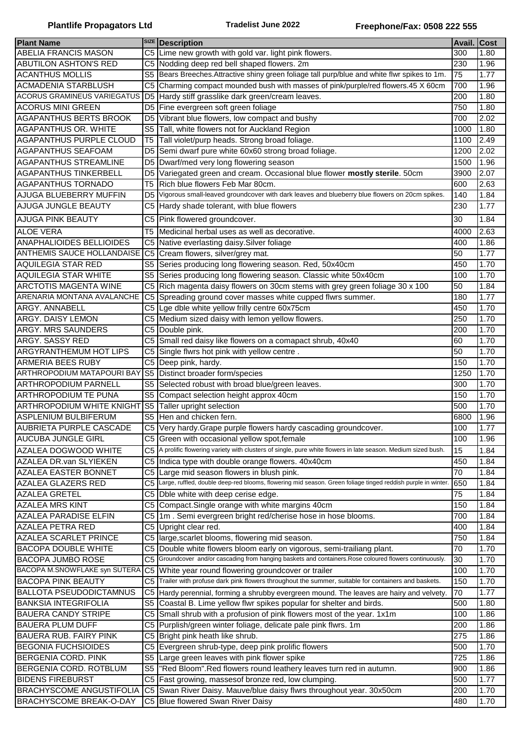**Plantlife Propagators Ltd** **Tradelist June 2022** **Freephone/Fax: 0508 222 555**

| Plant Name | SIZE | Description | Avail. | Cost |
|---|---|---|---|---|
| ABELIA FRANCIS MASON | C5 | Lime new growth with gold var. light pink flowers. | 300 | 1.80 |
| ABUTILON ASHTON'S RED | C5 | Nodding deep red bell shaped flowers. 2m | 230 | 1.96 |
| ACANTHUS MOLLIS | S5 | Bears Breeches.Attractive shiny green foliage tall purp/blue and white flwr spikes to 1m. | 75 | 1.77 |
| ACMADENIA STARBLUSH | C5 | Charming compact mounded bush with masses of pink/purple/red flowers.45 X 60cm | 700 | 1.96 |
| ACORUS GRAMINEUS VARIEGATUS | D5 | Hardy stiff grasslike dark green/cream leaves. | 200 | 1.80 |
| ACORUS MINI GREEN | D5 | Fine evergreen soft green foliage | 750 | 1.80 |
| AGAPANTHUS BERTS BROOK | D5 | Vibrant blue flowers, low compact and bushy | 700 | 2.02 |
| AGAPANTHUS OR. WHITE | S5 | Tall, white flowers not for Auckland Region | 1000 | 1.80 |
| AGAPANTHUS PURPLE CLOUD | T5 | Tall violet/purp heads. Strong broad foliage. | 1100 | 2.49 |
| AGAPANTHUS SEAFOAM | D5 | Semi dwarf pure white 60x60 strong broad foliage. | 1200 | 2.02 |
| AGAPANTHUS STREAMLINE | D5 | Dwarf/med very long flowering season | 1500 | 1.96 |
| AGAPANTHUS TINKERBELL | D5 | Variegated green and cream. Occasional blue flower **mostly sterile**. 50cm | 3900 | 2.07 |
| AGAPANTHUS TORNADO | T5 | Rich blue flowers Feb Mar 80cm. | 600 | 2.63 |
| AJUGA BLUEBERRY MUFFIN | D5 | Vigorous small-leaved groundcover with dark leaves and blueberry blue flowers on 20cm spikes. | 140 | 1.84 |
| AJUGA JUNGLE BEAUTY | C5 | Hardy shade tolerant, with blue flowers | 230 | 1.77 |
| AJUGA PINK BEAUTY | C5 | Pink flowered groundcover. | 30 | 1.84 |
| ALOE VERA | T5 | Medicinal herbal uses as well as decorative. | 4000 | 2.63 |
| ANAPHALIOIDES BELLIOIDES | C5 | Native everlasting daisy.Silver foliage | 400 | 1.86 |
| ANTHEMIS SAUCE HOLLANDAISE | C5 | Cream flowers, silver/grey mat. | 50 | 1.77 |
| AQUILEGIA STAR RED | S5 | Series producing long flowering season. Red, 50x40cm | 450 | 1.70 |
| AQUILEGIA STAR WHITE | S5 | Series producing long flowering season. Classic white 50x40cm | 100 | 1.70 |
| ARCTOTIS MAGENTA WINE | C5 | Rich magenta daisy flowers on 30cm stems with grey green foliage 30 x 100 | 50 | 1.84 |
| ARENARIA MONTANA AVALANCHE | C5 | Spreading ground cover masses white cupped flwrs summer. | 180 | 1.77 |
| ARGY. ANNABELL | C5 | Lge dble white yellow frilly centre 60x75cm | 450 | 1.70 |
| ARGY. DAISY LEMON | C5 | Medium sized daisy with lemon yellow flowers. | 250 | 1.70 |
| ARGY. MRS SAUNDERS | C5 | Double pink. | 200 | 1.70 |
| ARGY. SASSY RED | C5 | Small red daisy like flowers on a comapact shrub, 40x40 | 60 | 1.70 |
| ARGYRANTHEMUM HOT LIPS | C5 | Single flwrs hot pink with yellow centre . | 50 | 1.70 |
| ARMERIA BEES RUBY | C5 | Deep pink, hardy. | 150 | 1.70 |
| ARTHROPODIUM MATAPOURI BAY | S5 | Distinct broader form/species | 1250 | 1.70 |
| ARTHROPODIUM PARNELL | S5 | Selected robust with broad blue/green leaves. | 300 | 1.70 |
| ARTHROPODIUM TE PUNA | S5 | Compact selection height approx 40cm | 150 | 1.70 |
| ARTHROPODIUM WHITE KNIGHT | S5 | Taller upright selection | 500 | 1.70 |
| ASPLENIUM BULBIFERUM | S5 | Hen and chicken fern. | 6800 | 1.96 |
| AUBRIETA PURPLE CASCADE | C5 | Very hardy.Grape purple flowers hardy cascading groundcover. | 100 | 1.77 |
| AUCUBA JUNGLE GIRL | C5 | Green with occasional yellow spot,female | 100 | 1.96 |
| AZALEA DOGWOOD WHITE | C5 | A prolific flowering variety with clusters of single, pure white flowers in late season. Medium sized bush. | 15 | 1.84 |
| AZALEA DR.van SLYIEKEN | C5 | Indica type with double orange flowers. 40x40cm | 450 | 1.84 |
| AZALEA EASTER BONNET | C5 | Large mid season flowers in blush pink. | 70 | 1.84 |
| AZALEA GLAZERS RED | C5 | Large, ruffled, double deep-red blooms, flowering mid season. Green foliage tinged reddish purple in winter. | 650 | 1.84 |
| AZALEA GRETEL | C5 | Dble white with deep cerise edge. | 75 | 1.84 |
| AZALEA MRS KINT | C5 | Compact.Single orange with white margins 40cm | 150 | 1.84 |
| AZALEA PARADISE ELFIN | C5 | 1m . Semi evergreen bright red/cherise hose in hose blooms. | 700 | 1.84 |
| AZALEA PETRA RED | C5 | Upright clear red. | 400 | 1.84 |
| AZALEA SCARLET PRINCE | C5 | large,scarlet blooms, flowering mid season. | 750 | 1.84 |
| BACOPA DOUBLE WHITE | C5 | Double white flowers bloom early on vigorous, semi-trailiang plant. | 70 | 1.70 |
| BACOPA JUMBO ROSE | C5 | Groundcover and/or cascading from hanging baskets and containers.Rose coloured flowers continuously. | 30 | 1.70 |
| BACOPA M.SNOWFLAKE syn SUTERA | C5 | White year round flowering groundcover or trailer | 100 | 1.70 |
| BACOPA PINK BEAUTY | C5 | Trailer with profuse dark pink flowers throughout the summer, suitable for containers and baskets. | 150 | 1.70 |
| BALLOTA PSEUDODICTAMNUS | C5 | Hardy perennial, forming a shrubby evergreen mound. The leaves are hairy and velvety. | 70 | 1.77 |
| BANKSIA INTEGRIFOLIA | S5 | Coastal B. Lime yellow flwr spikes popular for shelter and birds. | 500 | 1.80 |
| BAUERA CANDY STRIPE | C5 | Small shrub with a profusion of pink flowers most of the year. 1x1m | 100 | 1.86 |
| BAUERA PLUM DUFF | C5 | Purplish/green winter foliage, delicate pale pink flwrs. 1m | 200 | 1.86 |
| BAUERA RUB. FAIRY PINK | C5 | Bright pink heath like shrub. | 275 | 1.86 |
| BEGONIA FUCHSIOIDES | C5 | Evergreen shrub-type, deep pink prolific flowers | 500 | 1.70 |
| BERGENIA CORD. PINK | S5 | Large green leaves with pink flower spike | 725 | 1.86 |
| BERGENIA CORD. ROTBLUM | S5 | "Red Bloom".Red flowers round leathery leaves turn red in autumn. | 900 | 1.86 |
| BIDENS FIREBURST | C5 | Fast growing, massesof bronze red, low clumping. | 500 | 1.77 |
| BRACHYSCOME ANGUSTIFOLIA | C5 | Swan River Daisy. Mauve/blue daisy flwrs throughout year. 30x50cm | 200 | 1.70 |
| BRACHYSCOME BREAK-O-DAY | C5 | Blue flowered Swan River Daisy | 480 | 1.70 |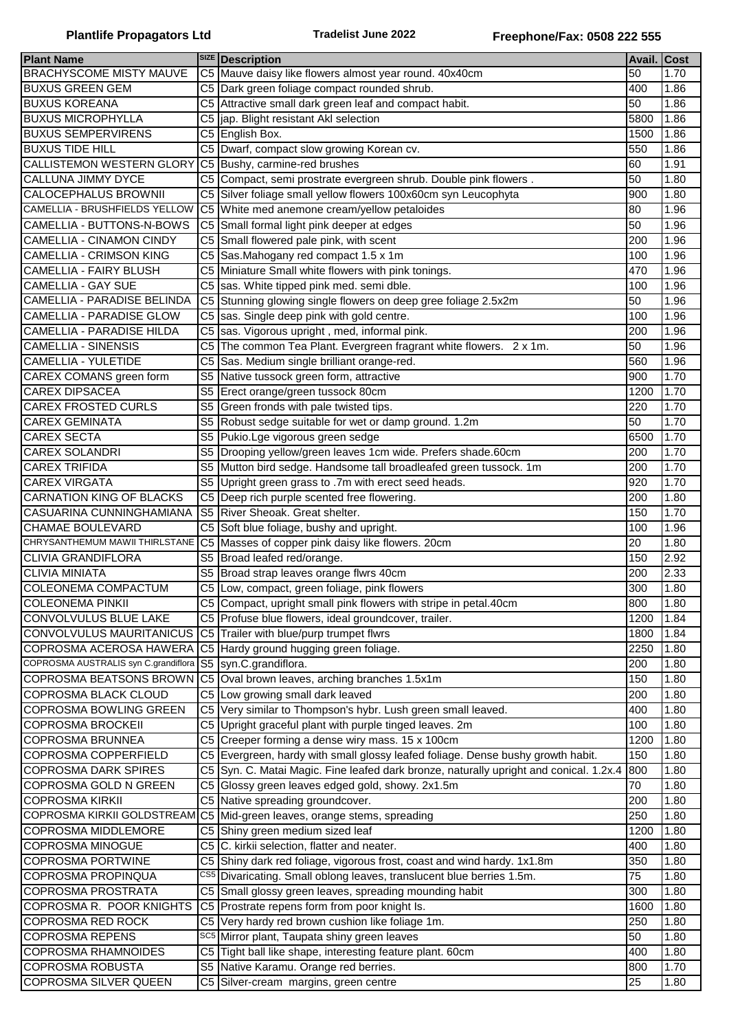| Plant Name | SIZE | Description | Avail. | Cost |
|---|---|---|---|---|
| BRACHYSCOME MISTY MAUVE | C5 | Mauve daisy like flowers almost year round. 40x40cm | 50 | 1.70 |
| BUXUS GREEN GEM | C5 | Dark green foliage compact rounded shrub. | 400 | 1.86 |
| BUXUS KOREANA | C5 | Attractive small dark green leaf and compact habit. | 50 | 1.86 |
| BUXUS MICROPHYLLA | C5 | jap. Blight resistant Akl selection | 5800 | 1.86 |
| BUXUS SEMPERVIRENS | C5 | English Box. | 1500 | 1.86 |
| BUXUS TIDE HILL | C5 | Dwarf, compact slow growing Korean cv. | 550 | 1.86 |
| CALLISTEMON WESTERN GLORY | C5 | Bushy, carmine-red brushes | 60 | 1.91 |
| CALLUNA JIMMY DYCE | C5 | Compact, semi prostrate evergreen shrub. Double pink flowers . | 50 | 1.80 |
| CALOCEPHALUS BROWNII | C5 | Silver foliage small yellow flowers 100x60cm syn Leucophyta | 900 | 1.80 |
| CAMELLIA - BRUSHFIELDS YELLOW | C5 | White med anemone cream/yellow petaloides | 80 | 1.96 |
| CAMELLIA - BUTTONS-N-BOWS | C5 | Small formal light pink deeper at edges | 50 | 1.96 |
| CAMELLIA - CINAMON CINDY | C5 | Small flowered pale pink, with scent | 200 | 1.96 |
| CAMELLIA - CRIMSON KING | C5 | Sas.Mahogany red compact 1.5 x 1m | 100 | 1.96 |
| CAMELLIA - FAIRY BLUSH | C5 | Miniature Small white flowers with pink tonings. | 470 | 1.96 |
| CAMELLIA - GAY SUE | C5 | sas. White tipped pink med. semi dble. | 100 | 1.96 |
| CAMELLIA - PARADISE BELINDA | C5 | Stunning glowing single flowers on deep gree foliage 2.5x2m | 50 | 1.96 |
| CAMELLIA - PARADISE GLOW | C5 | sas. Single deep pink with gold centre. | 100 | 1.96 |
| CAMELLIA - PARADISE HILDA | C5 | sas. Vigorous upright , med, informal pink. | 200 | 1.96 |
| CAMELLIA - SINENSIS | C5 | The common Tea Plant. Evergreen fragrant white flowers. 2 x 1m. | 50 | 1.96 |
| CAMELLIA - YULETIDE | C5 | Sas. Medium single brilliant orange-red. | 560 | 1.96 |
| CAREX COMANS green form | S5 | Native tussock green form, attractive | 900 | 1.70 |
| CAREX DIPSACEA | S5 | Erect orange/green tussock 80cm | 1200 | 1.70 |
| CAREX FROSTED CURLS | S5 | Green fronds with pale twisted tips. | 220 | 1.70 |
| CAREX GEMINATA | S5 | Robust sedge suitable for wet or damp ground. 1.2m | 50 | 1.70 |
| CAREX SECTA | S5 | Pukio.Lge vigorous green sedge | 6500 | 1.70 |
| CAREX SOLANDRI | S5 | Drooping yellow/green leaves 1cm wide. Prefers shade.60cm | 200 | 1.70 |
| CAREX TRIFIDA | S5 | Mutton bird sedge. Handsome tall broadleafed green tussock. 1m | 200 | 1.70 |
| CAREX VIRGATA | S5 | Upright green grass to .7m with erect seed heads. | 920 | 1.70 |
| CARNATION KING OF BLACKS | C5 | Deep rich purple scented free flowering. | 200 | 1.80 |
| CASUARINA CUNNINGHAMIANA | S5 | River Sheoak. Great shelter. | 150 | 1.70 |
| CHAMAE BOULEVARD | C5 | Soft blue foliage, bushy and upright. | 100 | 1.96 |
| CHRYSANTHEMUM MAWII THIRLSTANE | C5 | Masses of copper pink daisy like flowers. 20cm | 20 | 1.80 |
| CLIVIA GRANDIFLORA | S5 | Broad leafed red/orange. | 150 | 2.92 |
| CLIVIA MINIATA | S5 | Broad strap leaves orange flwrs 40cm | 200 | 2.33 |
| COLEONEMA COMPACTUM | C5 | Low, compact, green foliage, pink flowers | 300 | 1.80 |
| COLEONEMA PINKII | C5 | Compact, upright small pink flowers with stripe in petal.40cm | 800 | 1.80 |
| CONVOLVULUS BLUE LAKE | C5 | Profuse blue flowers, ideal groundcover, trailer. | 1200 | 1.84 |
| CONVOLVULUS MAURITANICUS | C5 | Trailer with blue/purp trumpet flwrs | 1800 | 1.84 |
| COPROSMA ACEROSA HAWERA | C5 | Hardy ground hugging green foliage. | 2250 | 1.80 |
| COPROSMA AUSTRALIS syn C.grandiflora | S5 | syn.C.grandiflora. | 200 | 1.80 |
| COPROSMA BEATSONS BROWN | C5 | Oval brown leaves, arching branches 1.5x1m | 150 | 1.80 |
| COPROSMA BLACK CLOUD | C5 | Low growing small dark leaved | 200 | 1.80 |
| COPROSMA BOWLING GREEN | C5 | Very similar to Thompson's hybr. Lush green small leaved. | 400 | 1.80 |
| COPROSMA BROCKEII | C5 | Upright graceful plant with purple tinged leaves. 2m | 100 | 1.80 |
| COPROSMA BRUNNEA | C5 | Creeper forming a dense wiry mass. 15 x 100cm | 1200 | 1.80 |
| COPROSMA COPPERFIELD | C5 | Evergreen, hardy with small glossy leafed foliage. Dense bushy growth habit. | 150 | 1.80 |
| COPROSMA DARK SPIRES | C5 | Syn. C. Matai Magic. Fine leafed dark bronze, naturally upright and conical. 1.2x.4 | 800 | 1.80 |
| COPROSMA GOLD N GREEN | C5 | Glossy green leaves edged gold, showy. 2x1.5m | 70 | 1.80 |
| COPROSMA KIRKII | C5 | Native spreading groundcover. | 200 | 1.80 |
| COPROSMA KIRKII GOLDSTREAM | C5 | Mid-green leaves, orange stems, spreading | 250 | 1.80 |
| COPROSMA MIDDLEMORE | C5 | Shiny green medium sized leaf | 1200 | 1.80 |
| COPROSMA MINOGUE | C5 | C. kirkii selection, flatter and neater. | 400 | 1.80 |
| COPROSMA PORTWINE | C5 | Shiny dark red foliage, vigorous frost, coast and wind hardy. 1x1.8m | 350 | 1.80 |
| COPROSMA PROPINQUA | CS5 | Divaricating. Small oblong leaves, translucent blue berries 1.5m. | 75 | 1.80 |
| COPROSMA PROSTRATA | C5 | Small glossy green leaves, spreading mounding habit | 300 | 1.80 |
| COPROSMA R. POOR KNIGHTS | C5 | Prostrate repens form from poor knight Is. | 1600 | 1.80 |
| COPROSMA RED ROCK | C5 | Very hardy red brown cushion like foliage 1m. | 250 | 1.80 |
| COPROSMA REPENS | SC5 | Mirror plant, Taupata shiny green leaves | 50 | 1.80 |
| COPROSMA RHAMNOIDES | C5 | Tight ball like shape, interesting feature plant. 60cm | 400 | 1.80 |
| COPROSMA ROBUSTA | S5 | Native Karamu. Orange red berries. | 800 | 1.70 |
| COPROSMA SILVER QUEEN | C5 | Silver-cream margins, green centre | 25 | 1.80 |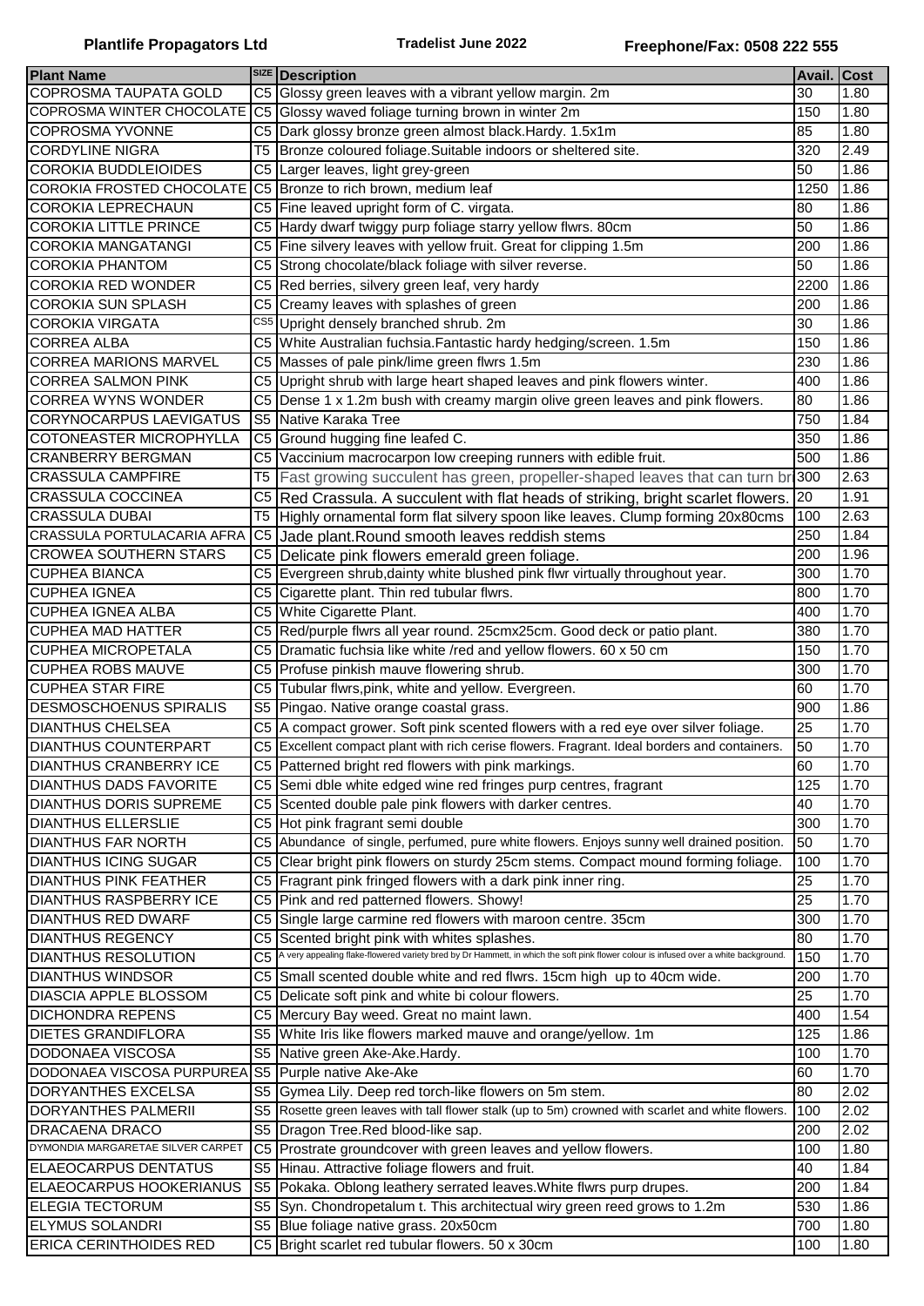| Plant Name | SIZE | Description | Avail. | Cost |
|---|---|---|---|---|
| COPROSMA TAUPATA GOLD | C5 | Glossy green leaves with a vibrant yellow margin. 2m | 30 | 1.80 |
| COPROSMA WINTER CHOCOLATE | C5 | Glossy waved foliage turning brown in winter 2m | 150 | 1.80 |
| COPROSMA YVONNE | C5 | Dark glossy bronze green almost black.Hardy. 1.5x1m | 85 | 1.80 |
| CORDYLINE NIGRA | T5 | Bronze coloured foliage.Suitable indoors or sheltered site. | 320 | 2.49 |
| COROKIA BUDDLEIOIDES | C5 | Larger leaves, light grey-green | 50 | 1.86 |
| COROKIA FROSTED CHOCOLATE | C5 | Bronze to rich brown, medium leaf | 1250 | 1.86 |
| COROKIA LEPRECHAUN | C5 | Fine leaved upright form of C. virgata. | 80 | 1.86 |
| COROKIA LITTLE PRINCE | C5 | Hardy dwarf twiggy purp foliage starry yellow flwrs. 80cm | 50 | 1.86 |
| COROKIA MANGATANGI | C5 | Fine silvery leaves with yellow fruit. Great for clipping 1.5m | 200 | 1.86 |
| COROKIA PHANTOM | C5 | Strong chocolate/black foliage with silver reverse. | 50 | 1.86 |
| COROKIA RED WONDER | C5 | Red berries, silvery green leaf, very hardy | 2200 | 1.86 |
| COROKIA SUN SPLASH | C5 | Creamy leaves with splashes of green | 200 | 1.86 |
| COROKIA VIRGATA | CS5 | Upright densely branched shrub. 2m | 30 | 1.86 |
| CORREA ALBA | C5 | White Australian fuchsia.Fantastic hardy hedging/screen. 1.5m | 150 | 1.86 |
| CORREA MARIONS MARVEL | C5 | Masses of pale pink/lime green flwrs 1.5m | 230 | 1.86 |
| CORREA SALMON PINK | C5 | Upright shrub with large heart shaped leaves and pink flowers winter. | 400 | 1.86 |
| CORREA WYNS WONDER | C5 | Dense 1 x 1.2m bush with creamy margin olive green leaves and pink flowers. | 80 | 1.86 |
| CORYNOCARPUS LAEVIGATUS | S5 | Native Karaka Tree | 750 | 1.84 |
| COTONEASTER MICROPHYLLA | C5 | Ground hugging fine leafed C. | 350 | 1.86 |
| CRANBERRY BERGMAN | C5 | Vaccinium macrocarpon low creeping runners with edible fruit. | 500 | 1.86 |
| CRASSULA CAMPFIRE | T5 | Fast growing succulent has green, propeller-shaped leaves that can turn br | 300 | 2.63 |
| CRASSULA COCCINEA | C5 | Red Crassula. A succulent with flat heads of striking, bright scarlet flowers. | 20 | 1.91 |
| CRASSULA DUBAI | T5 | Highly ornamental form flat silvery spoon like leaves. Clump forming 20x80cms | 100 | 2.63 |
| CRASSULA PORTULACARIA AFRA | C5 | Jade plant.Round smooth leaves reddish stems | 250 | 1.84 |
| CROWEA SOUTHERN STARS | C5 | Delicate pink flowers emerald green foliage. | 200 | 1.96 |
| CUPHEA BIANCA | C5 | Evergreen shrub,dainty white blushed pink flwr virtually throughout year. | 300 | 1.70 |
| CUPHEA IGNEA | C5 | Cigarette plant. Thin red tubular flwrs. | 800 | 1.70 |
| CUPHEA IGNEA ALBA | C5 | White Cigarette Plant. | 400 | 1.70 |
| CUPHEA MAD HATTER | C5 | Red/purple flwrs all year round. 25cmx25cm. Good deck or patio plant. | 380 | 1.70 |
| CUPHEA MICROPETALA | C5 | Dramatic fuchsia like white /red and yellow flowers. 60 x 50 cm | 150 | 1.70 |
| CUPHEA ROBS MAUVE | C5 | Profuse pinkish mauve flowering shrub. | 300 | 1.70 |
| CUPHEA STAR FIRE | C5 | Tubular flwrs,pink, white and yellow. Evergreen. | 60 | 1.70 |
| DESMOSCHOENUS SPIRALIS | S5 | Pingao. Native orange coastal grass. | 900 | 1.86 |
| DIANTHUS CHELSEA | C5 | A compact grower. Soft pink scented flowers with a red eye over silver foliage. | 25 | 1.70 |
| DIANTHUS COUNTERPART | C5 | Excellent compact plant with rich cerise flowers. Fragrant. Ideal borders and containers. | 50 | 1.70 |
| DIANTHUS CRANBERRY ICE | C5 | Patterned bright red flowers with pink markings. | 60 | 1.70 |
| DIANTHUS DADS FAVORITE | C5 | Semi dble white edged wine red fringes purp centres, fragrant | 125 | 1.70 |
| DIANTHUS DORIS SUPREME | C5 | Scented double pale pink flowers with darker centres. | 40 | 1.70 |
| DIANTHUS ELLERSLIE | C5 | Hot pink fragrant semi double | 300 | 1.70 |
| DIANTHUS FAR NORTH | C5 | Abundance of single, perfumed, pure white flowers. Enjoys sunny well drained position. | 50 | 1.70 |
| DIANTHUS ICING SUGAR | C5 | Clear bright pink flowers on sturdy 25cm stems. Compact mound forming foliage. | 100 | 1.70 |
| DIANTHUS PINK FEATHER | C5 | Fragrant pink fringed flowers with a dark pink inner ring. | 25 | 1.70 |
| DIANTHUS RASPBERRY ICE | C5 | Pink and red patterned flowers. Showy! | 25 | 1.70 |
| DIANTHUS RED DWARF | C5 | Single large carmine red flowers with maroon centre. 35cm | 300 | 1.70 |
| DIANTHUS REGENCY | C5 | Scented bright pink with whites splashes. | 80 | 1.70 |
| DIANTHUS RESOLUTION | C5 | A very appealing flake-flowered variety bred by Dr Hammett, in which the soft pink flower colour is infused over a white background. | 150 | 1.70 |
| DIANTHUS WINDSOR | C5 | Small scented double white and red flwrs. 15cm high up to 40cm wide. | 200 | 1.70 |
| DIASCIA APPLE BLOSSOM | C5 | Delicate soft pink and white bi colour flowers. | 25 | 1.70 |
| DICHONDRA REPENS | C5 | Mercury Bay weed. Great no maint lawn. | 400 | 1.54 |
| DIETES GRANDIFLORA | S5 | White Iris like flowers marked mauve and orange/yellow. 1m | 125 | 1.86 |
| DODONAEA VISCOSA | S5 | Native green Ake-Ake.Hardy. | 100 | 1.70 |
| DODONAEA VISCOSA PURPUREA | S5 | Purple native Ake-Ake | 60 | 1.70 |
| DORYANTHES EXCELSA | S5 | Gymea Lily. Deep red torch-like flowers on 5m stem. | 80 | 2.02 |
| DORYANTHES PALMERII | S5 | Rosette green leaves with tall flower stalk (up to 5m) crowned with scarlet and white flowers. | 100 | 2.02 |
| DRACAENA DRACO | S5 | Dragon Tree.Red blood-like sap. | 200 | 2.02 |
| DYMONDIA MARGARETAE SILVER CARPET | C5 | Prostrate groundcover with green leaves and yellow flowers. | 100 | 1.80 |
| ELAEOCARPUS DENTATUS | S5 | Hinau. Attractive foliage flowers and fruit. | 40 | 1.84 |
| ELAEOCARPUS HOOKERIANUS | S5 | Pokaka. Oblong leathery serrated leaves.White flwrs purp drupes. | 200 | 1.84 |
| ELEGIA TECTORUM | S5 | Syn. Chondropetalum t. This architectual wiry green reed grows to 1.2m | 530 | 1.86 |
| ELYMUS SOLANDRI | S5 | Blue foliage native grass. 20x50cm | 700 | 1.80 |
| ERICA CERINTHOIDES RED | C5 | Bright scarlet red tubular flowers. 50 x 30cm | 100 | 1.80 |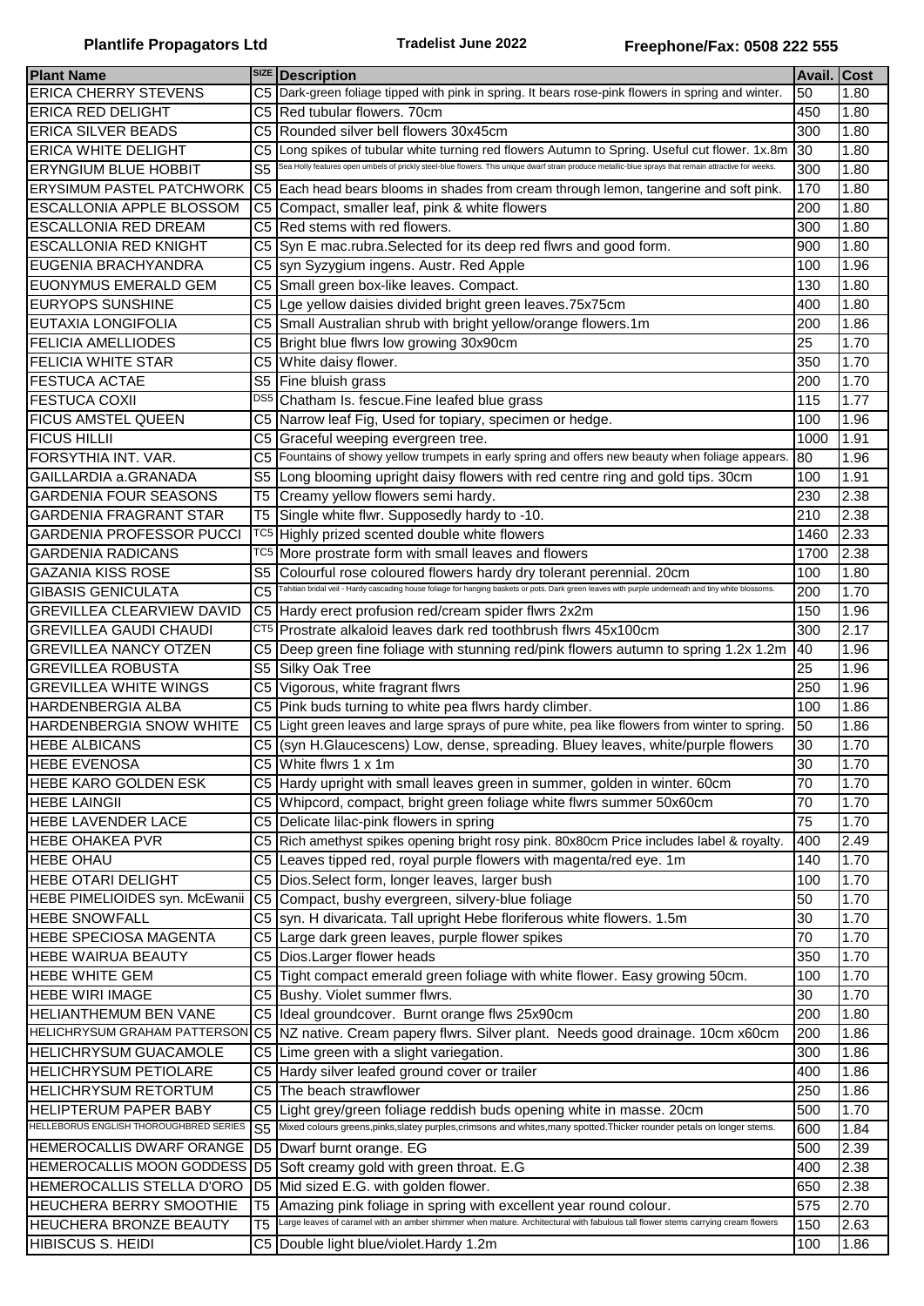| Plant Name | SIZE | Description | Avail. | Cost |
|---|---|---|---|---|
| ERICA CHERRY STEVENS | C5 | Dark-green foliage tipped with pink in spring. It bears rose-pink flowers in spring and winter. | 50 | 1.80 |
| ERICA RED DELIGHT | C5 | Red tubular flowers. 70cm | 450 | 1.80 |
| ERICA SILVER BEADS | C5 | Rounded silver bell flowers 30x45cm | 300 | 1.80 |
| ERICA WHITE DELIGHT | C5 | Long spikes of tubular white turning red flowers Autumn to Spring. Useful cut flower. 1x.8m | 30 | 1.80 |
| ERYNGIUM BLUE HOBBIT | S5 | Sea Holly features open umbels of prickly steel-blue flowers. This unique dwarf strain produce metallic-blue sprays that remain attractive for weeks. | 300 | 1.80 |
| ERYSIMUM PASTEL PATCHWORK | C5 | Each head bears blooms in shades from cream through lemon, tangerine and soft pink. | 170 | 1.80 |
| ESCALLONIA APPLE BLOSSOM | C5 | Compact, smaller leaf, pink & white flowers | 200 | 1.80 |
| ESCALLONIA RED DREAM | C5 | Red stems with red flowers. | 300 | 1.80 |
| ESCALLONIA RED KNIGHT | C5 | Syn E mac.rubra.Selected for its deep red flwrs and good form. | 900 | 1.80 |
| EUGENIA BRACHYANDRA | C5 | syn Syzygium ingens. Austr. Red Apple | 100 | 1.96 |
| EUONYMUS EMERALD GEM | C5 | Small green box-like leaves. Compact. | 130 | 1.80 |
| EURYOPS SUNSHINE | C5 | Lge yellow daisies divided bright green leaves.75x75cm | 400 | 1.80 |
| EUTAXIA LONGIFOLIA | C5 | Small Australian shrub with bright yellow/orange flowers.1m | 200 | 1.86 |
| FELICIA AMELLIODES | C5 | Bright blue flwrs low growing 30x90cm | 25 | 1.70 |
| FELICIA WHITE STAR | C5 | White daisy flower. | 350 | 1.70 |
| FESTUCA ACTAE | S5 | Fine bluish grass | 200 | 1.70 |
| FESTUCA COXII | DS5 | Chatham Is. fescue.Fine leafed blue grass | 115 | 1.77 |
| FICUS AMSTEL QUEEN | C5 | Narrow leaf Fig, Used for topiary, specimen or hedge. | 100 | 1.96 |
| FICUS HILLII | C5 | Graceful weeping evergreen tree. | 1000 | 1.91 |
| FORSYTHIA INT. VAR. | C5 | Fountains of showy yellow trumpets in early spring and offers new beauty when foliage appears. | 80 | 1.96 |
| GAILLARDIA a.GRANADA | S5 | Long blooming upright daisy flowers with red centre ring and gold tips. 30cm | 100 | 1.91 |
| GARDENIA FOUR SEASONS | T5 | Creamy yellow flowers semi hardy. | 230 | 2.38 |
| GARDENIA FRAGRANT STAR | T5 | Single white flwr. Supposedly hardy to -10. | 210 | 2.38 |
| GARDENIA PROFESSOR PUCCI | TC5 | Highly prized scented double white flowers | 1460 | 2.33 |
| GARDENIA RADICANS | TC5 | More prostrate form with small leaves and flowers | 1700 | 2.38 |
| GAZANIA KISS ROSE | S5 | Colourful rose coloured flowers hardy dry tolerant perennial. 20cm | 100 | 1.80 |
| GIBASIS GENICULATA | C5 | Tahitian bridal veil - Hardy cascading house foliage for hanging baskets or pots. Dark green leaves with purple underneath and tiny white blossoms. | 200 | 1.70 |
| GREVILLEA CLEARVIEW DAVID | C5 | Hardy erect profusion red/cream spider flwrs 2x2m | 150 | 1.96 |
| GREVILLEA GAUDI CHAUDI | CT5 | Prostrate alkaloid leaves dark red toothbrush flwrs 45x100cm | 300 | 2.17 |
| GREVILLEA NANCY OTZEN | C5 | Deep green fine foliage with stunning red/pink flowers autumn to spring 1.2x 1.2m | 40 | 1.96 |
| GREVILLEA ROBUSTA | S5 | Silky Oak Tree | 25 | 1.96 |
| GREVILLEA WHITE WINGS | C5 | Vigorous, white fragrant flwrs | 250 | 1.96 |
| HARDENBERGIA ALBA | C5 | Pink buds turning to white pea flwrs hardy climber. | 100 | 1.86 |
| HARDENBERGIA SNOW WHITE | C5 | Light green leaves and large sprays of pure white, pea like flowers from winter to spring. | 50 | 1.86 |
| HEBE ALBICANS | C5 | (syn H.Glaucescens) Low, dense, spreading. Bluey leaves, white/purple flowers | 30 | 1.70 |
| HEBE EVENOSA | C5 | White flwrs 1 x 1m | 30 | 1.70 |
| HEBE KARO GOLDEN ESK | C5 | Hardy upright with small leaves green in summer, golden in winter. 60cm | 70 | 1.70 |
| HEBE LAINGII | C5 | Whipcord, compact, bright green foliage white flwrs summer 50x60cm | 70 | 1.70 |
| HEBE LAVENDER LACE | C5 | Delicate lilac-pink flowers in spring | 75 | 1.70 |
| HEBE OHAKEA PVR | C5 | Rich amethyst spikes opening bright rosy pink. 80x80cm Price includes label & royalty. | 400 | 2.49 |
| HEBE OHAU | C5 | Leaves tipped red, royal purple flowers with magenta/red eye. 1m | 140 | 1.70 |
| HEBE OTARI DELIGHT | C5 | Dios.Select form, longer leaves, larger bush | 100 | 1.70 |
| HEBE PIMELIOIDES syn. McEwanii | C5 | Compact, bushy evergreen, silvery-blue foliage | 50 | 1.70 |
| HEBE SNOWFALL | C5 | syn. H divaricata. Tall upright Hebe floriferous white flowers. 1.5m | 30 | 1.70 |
| HEBE SPECIOSA MAGENTA | C5 | Large dark green leaves, purple flower spikes | 70 | 1.70 |
| HEBE WAIRUA BEAUTY | C5 | Dios.Larger flower heads | 350 | 1.70 |
| HEBE WHITE GEM | C5 | Tight compact emerald green foliage with white flower. Easy growing 50cm. | 100 | 1.70 |
| HEBE WIRI IMAGE | C5 | Bushy. Violet summer flwrs. | 30 | 1.70 |
| HELIANTHEMUM BEN VANE | C5 | Ideal groundcover. Burnt orange flws 25x90cm | 200 | 1.80 |
| HELICHRYSUM GRAHAM PATTERSON | C5 | NZ native. Cream papery flwrs. Silver plant. Needs good drainage. 10cm x60cm | 200 | 1.86 |
| HELICHRYSUM GUACAMOLE | C5 | Lime green with a slight variegation. | 300 | 1.86 |
| HELICHRYSUM PETIOLARE | C5 | Hardy silver leafed ground cover or trailer | 400 | 1.86 |
| HELICHRYSUM RETORTUM | C5 | The beach strawflower | 250 | 1.86 |
| HELIPTERUM PAPER BABY | C5 | Light grey/green foliage reddish buds opening white in masse. 20cm | 500 | 1.70 |
| HELLEBORUS ENGLISH THOROUGHBRED SERIES | S5 | Mixed colours greens,pinks,slatey purples,crimsons and whites,many spotted.Thicker rounder petals on longer stems. | 600 | 1.84 |
| HEMEROCALLIS DWARF ORANGE | D5 | Dwarf burnt orange. EG | 500 | 2.39 |
| HEMEROCALLIS MOON GODDESS | D5 | Soft creamy gold with green throat. E.G | 400 | 2.38 |
| HEMEROCALLIS STELLA D'ORO | D5 | Mid sized E.G. with golden flower. | 650 | 2.38 |
| HEUCHERA BERRY SMOOTHIE | T5 | Amazing pink foliage in spring with excellent year round colour. | 575 | 2.70 |
| HEUCHERA BRONZE BEAUTY | T5 | Large leaves of caramel with an amber shimmer when mature. Architectural with fabulous tall flower stems carrying cream flowers | 150 | 2.63 |
| HIBISCUS S. HEIDI | C5 | Double light blue/violet.Hardy 1.2m | 100 | 1.86 |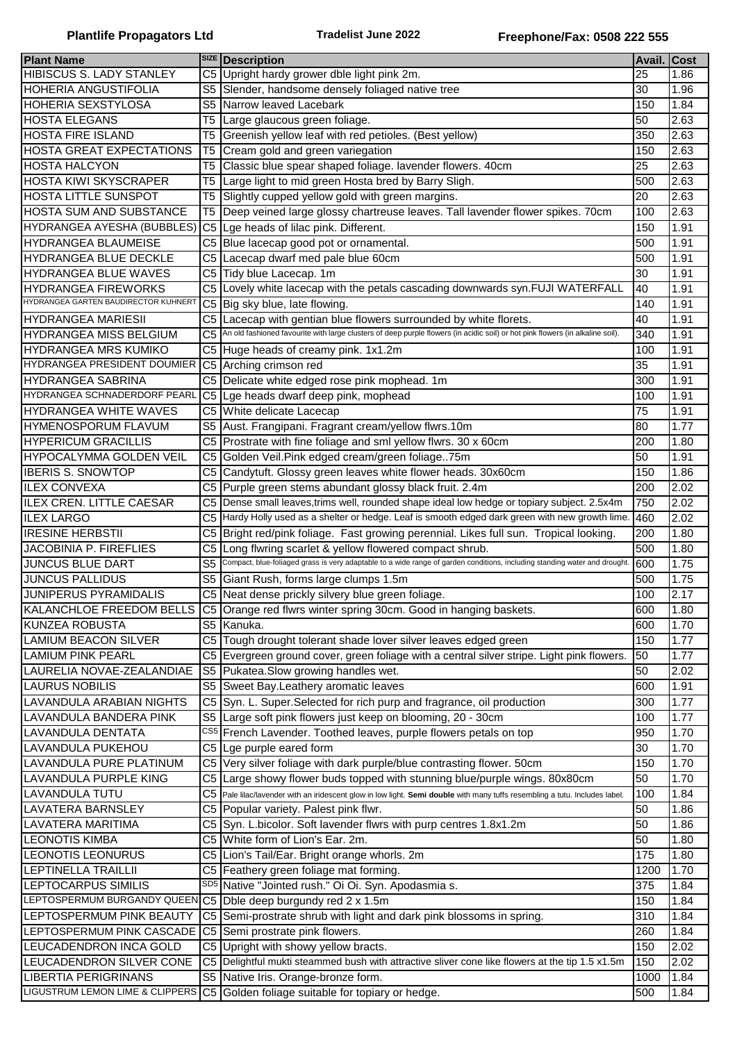| Plant Name | SIZE | Description | Avail. | Cost |
| --- | --- | --- | --- | --- |
| HIBISCUS S. LADY STANLEY | C5 | Upright hardy grower dble light pink 2m. | 25 | 1.86 |
| HOHERIA ANGUSTIFOLIA | S5 | Slender, handsome densely foliaged native tree | 30 | 1.96 |
| HOHERIA SEXSTYLOSA | S5 | Narrow leaved Lacebark | 150 | 1.84 |
| HOSTA ELEGANS | T5 | Large glaucous green foliage. | 50 | 2.63 |
| HOSTA FIRE ISLAND | T5 | Greenish yellow leaf with red petioles. (Best yellow) | 350 | 2.63 |
| HOSTA GREAT EXPECTATIONS | T5 | Cream gold and green variegation | 150 | 2.63 |
| HOSTA HALCYON | T5 | Classic blue spear shaped foliage. lavender flowers. 40cm | 25 | 2.63 |
| HOSTA KIWI SKYSCRAPER | T5 | Large light to mid green Hosta bred by Barry Sligh. | 500 | 2.63 |
| HOSTA LITTLE SUNSPOT | T5 | Slightly cupped yellow gold with green margins. | 20 | 2.63 |
| HOSTA SUM AND SUBSTANCE | T5 | Deep veined large glossy chartreuse leaves. Tall lavender flower spikes. 70cm | 100 | 2.63 |
| HYDRANGEA AYESHA (BUBBLES) | C5 | Lge heads of lilac pink. Different. | 150 | 1.91 |
| HYDRANGEA BLAUMEISE | C5 | Blue lacecap good pot or ornamental. | 500 | 1.91 |
| HYDRANGEA BLUE DECKLE | C5 | Lacecap dwarf med pale blue 60cm | 500 | 1.91 |
| HYDRANGEA BLUE WAVES | C5 | Tidy blue Lacecap. 1m | 30 | 1.91 |
| HYDRANGEA FIREWORKS | C5 | Lovely white lacecap with the petals cascading downwards syn.FUJI WATERFALL | 40 | 1.91 |
| HYDRANGEA GARTEN BAUDIRECTOR KUHNERT | C5 | Big sky blue, late flowing. | 140 | 1.91 |
| HYDRANGEA MARIESII | C5 | Lacecap with gentian blue flowers surrounded by white florets. | 40 | 1.91 |
| HYDRANGEA MISS BELGIUM | C5 | An old fashioned favourite with large clusters of deep purple flowers (in acidic soil) or hot pink flowers (in alkaline soil). | 340 | 1.91 |
| HYDRANGEA MRS KUMIKO | C5 | Huge heads of creamy pink. 1x1.2m | 100 | 1.91 |
| HYDRANGEA PRESIDENT DOUMIER | C5 | Arching crimson red | 35 | 1.91 |
| HYDRANGEA SABRINA | C5 | Delicate white edged rose pink mophead. 1m | 300 | 1.91 |
| HYDRANGEA SCHNADERDORF PEARL | C5 | Lge heads dwarf deep pink, mophead | 100 | 1.91 |
| HYDRANGEA WHITE WAVES | C5 | White delicate Lacecap | 75 | 1.91 |
| HYMENOSPORUM FLAVUM | S5 | Aust. Frangipani. Fragrant cream/yellow flwrs.10m | 80 | 1.77 |
| HYPERICUM GRACILLIS | C5 | Prostrate with fine foliage and sml yellow flwrs. 30 x 60cm | 200 | 1.80 |
| HYPOCALYMMA GOLDEN VEIL | C5 | Golden Veil.Pink edged cream/green foliage..75m | 50 | 1.91 |
| IBERIS S. SNOWTOP | C5 | Candytuft. Glossy green leaves white flower heads. 30x60cm | 150 | 1.86 |
| ILEX CONVEXA | C5 | Purple green stems abundant glossy black fruit. 2.4m | 200 | 2.02 |
| ILEX CREN. LITTLE CAESAR | C5 | Dense small leaves,trims well, rounded shape ideal low hedge or topiary subject. 2.5x4m | 750 | 2.02 |
| ILEX LARGO | C5 | Hardy Holly used as a shelter or hedge. Leaf is smooth edged dark green with new growth lime. | 460 | 2.02 |
| IRESINE HERBSTII | C5 | Bright red/pink foliage. Fast growing perennial. Likes full sun. Tropical looking. | 200 | 1.80 |
| JACOBINIA P. FIREFLIES | C5 | Long flwring scarlet & yellow flowered compact shrub. | 500 | 1.80 |
| JUNCUS BLUE DART | S5 | Compact, blue-foliaged grass is very adaptable to a wide range of garden conditions, including standing water and drought. | 600 | 1.75 |
| JUNCUS PALLIDUS | S5 | Giant Rush, forms large clumps 1.5m | 500 | 1.75 |
| JUNIPERUS PYRAMIDALIS | C5 | Neat dense prickly silvery blue green foliage. | 100 | 2.17 |
| KALANCHLOE FREEDOM BELLS | C5 | Orange red flwrs winter spring 30cm. Good in hanging baskets. | 600 | 1.80 |
| KUNZEA ROBUSTA | S5 | Kanuka. | 600 | 1.70 |
| LAMIUM BEACON SILVER | C5 | Tough drought tolerant shade lover silver leaves edged green | 150 | 1.77 |
| LAMIUM PINK PEARL | C5 | Evergreen ground cover, green foliage with a central silver stripe. Light pink flowers. | 50 | 1.77 |
| LAURELIA NOVAE-ZEALANDIAE | S5 | Pukatea.Slow growing handles wet. | 50 | 2.02 |
| LAURUS NOBILIS | S5 | Sweet Bay.Leathery aromatic leaves | 600 | 1.91 |
| LAVANDULA ARABIAN NIGHTS | C5 | Syn. L. Super.Selected for rich purp and fragrance, oil production | 300 | 1.77 |
| LAVANDULA BANDERA PINK | S5 | Large soft pink flowers just keep on blooming, 20 - 30cm | 100 | 1.77 |
| LAVANDULA DENTATA | CS5 | French Lavender. Toothed leaves, purple flowers petals on top | 950 | 1.70 |
| LAVANDULA PUKEHOU | C5 | Lge purple eared form | 30 | 1.70 |
| LAVANDULA PURE PLATINUM | C5 | Very silver foliage with dark purple/blue contrasting flower. 50cm | 150 | 1.70 |
| LAVANDULA PURPLE KING | C5 | Large showy flower buds topped with stunning blue/purple wings. 80x80cm | 50 | 1.70 |
| LAVANDULA TUTU | C5 | Pale lilac/lavender with an iridescent glow in low light. **Semi double** with many tuffs resembling a tutu. Includes label. | 100 | 1.84 |
| LAVATERA BARNSLEY | C5 | Popular variety. Palest pink flwr. | 50 | 1.86 |
| LAVATERA MARITIMA | C5 | Syn. L.bicolor. Soft lavender flwrs with purp centres 1.8x1.2m | 50 | 1.86 |
| LEONOTIS KIMBA | C5 | White form of Lion's Ear. 2m. | 50 | 1.80 |
| LEONOTIS LEONURUS | C5 | Lion's Tail/Ear. Bright orange whorls. 2m | 175 | 1.80 |
| LEPTINELLA TRAILLII | C5 | Feathery green foliage mat forming. | 1200 | 1.70 |
| LEPTOCARPUS SIMILIS | SD5 | Native "Jointed rush." Oi Oi. Syn. Apodasmia s. | 375 | 1.84 |
| LEPTOSPERMUM BURGANDY QUEEN | C5 | Dble deep burgundy red 2 x 1.5m | 150 | 1.84 |
| LEPTOSPERMUM PINK BEAUTY | C5 | Semi-prostrate shrub with light and dark pink blossoms in spring. | 310 | 1.84 |
| LEPTOSPERMUM PINK CASCADE | C5 | Semi prostrate pink flowers. | 260 | 1.84 |
| LEUCADENDRON INCA GOLD | C5 | Upright with showy yellow bracts. | 150 | 2.02 |
| LEUCADENDRON SILVER CONE | C5 | Delightful mukti steammed bush with attractive sliver cone like flowers at the tip 1.5 x1.5m | 150 | 2.02 |
| LIBERTIA PERIGRINANS | S5 | Native Iris. Orange-bronze form. | 1000 | 1.84 |
| LIGUSTRUM LEMON LIME & CLIPPERS | C5 | Golden foliage suitable for topiary or hedge. | 500 | 1.84 |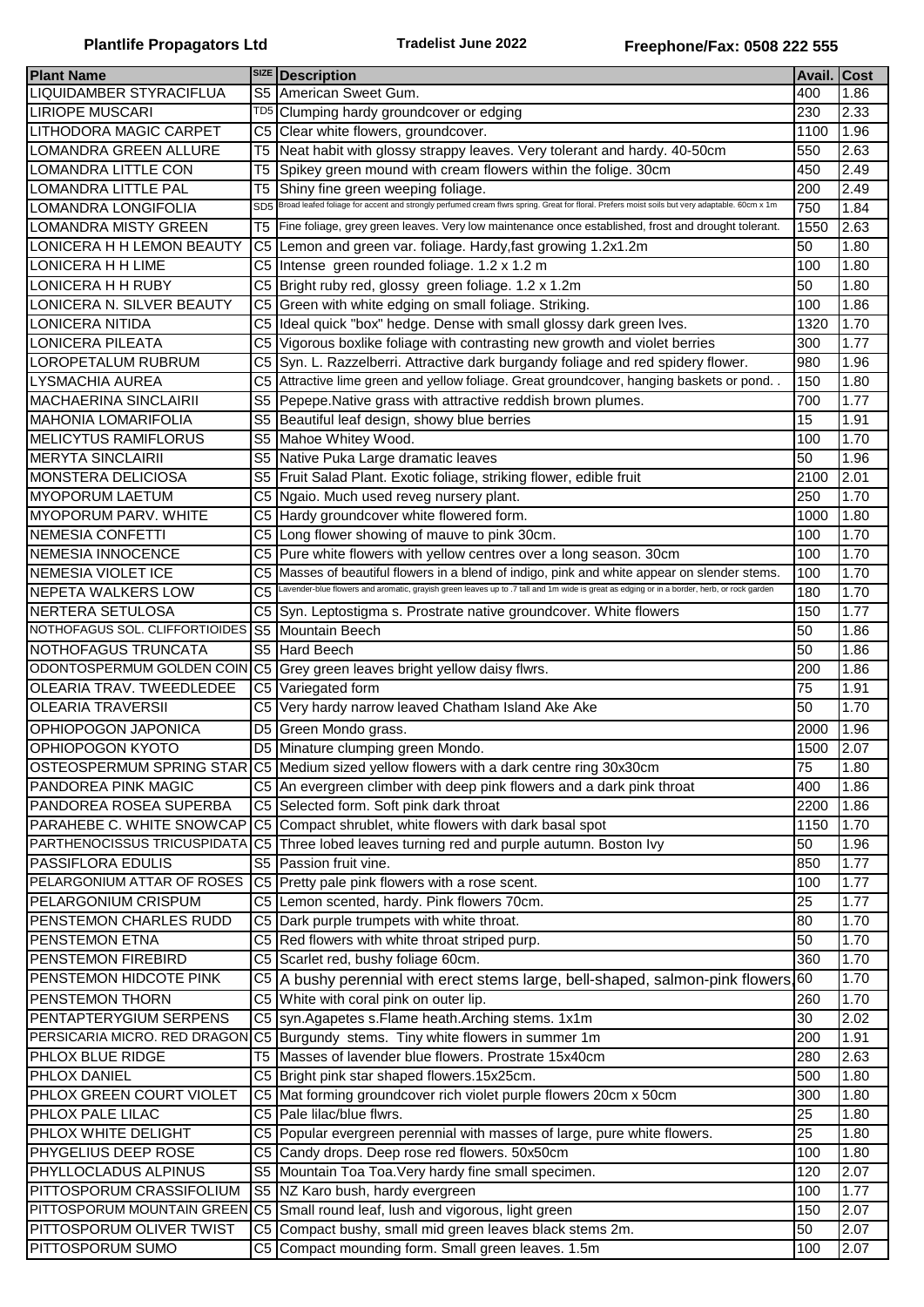| Plant Name | SIZE | Description | Avail. | Cost |
|---|---|---|---|---|
| LIQUIDAMBER STYRACIFLUA | S5 | American Sweet Gum. | 400 | 1.86 |
| LIRIOPE MUSCARI | TD5 | Clumping hardy groundcover or edging | 230 | 2.33 |
| LITHODORA MAGIC CARPET | C5 | Clear white flowers, groundcover. | 1100 | 1.96 |
| LOMANDRA GREEN ALLURE | T5 | Neat habit with glossy strappy leaves. Very tolerant and hardy. 40-50cm | 550 | 2.63 |
| LOMANDRA LITTLE CON | T5 | Spikey green mound with cream flowers within the folige. 30cm | 450 | 2.49 |
| LOMANDRA LITTLE PAL | T5 | Shiny fine green weeping foliage. | 200 | 2.49 |
| LOMANDRA LONGIFOLIA | SD5 | Broad leafed foliage for accent and strongly perfumed cream flwrs spring. Great for floral. Prefers moist soils but very adaptable. 60cm x 1m | 750 | 1.84 |
| LOMANDRA MISTY GREEN | T5 | Fine foliage, grey green leaves. Very low maintenance once established, frost and drought tolerant. | 1550 | 2.63 |
| LONICERA H H LEMON BEAUTY | C5 | Lemon and green var. foliage. Hardy,fast growing 1.2x1.2m | 50 | 1.80 |
| LONICERA H H LIME | C5 | Intense green rounded foliage. 1.2 x 1.2 m | 100 | 1.80 |
| LONICERA H H RUBY | C5 | Bright ruby red, glossy green foliage. 1.2 x 1.2m | 50 | 1.80 |
| LONICERA N. SILVER BEAUTY | C5 | Green with white edging on small foliage. Striking. | 100 | 1.86 |
| LONICERA NITIDA | C5 | Ideal quick "box" hedge. Dense with small glossy dark green lves. | 1320 | 1.70 |
| LONICERA PILEATA | C5 | Vigorous boxlike foliage with contrasting new growth and violet berries | 300 | 1.77 |
| LOROPETALUM RUBRUM | C5 | Syn. L. Razzelberri. Attractive dark burgandy foliage and red spidery flower. | 980 | 1.96 |
| LYSMACHIA AUREA | C5 | Attractive lime green and yellow foliage. Great groundcover, hanging baskets or pond. . | 150 | 1.80 |
| MACHAERINA SINCLAIRII | S5 | Pepepe.Native grass with attractive reddish brown plumes. | 700 | 1.77 |
| MAHONIA LOMARIFOLIA | S5 | Beautiful leaf design, showy blue berries | 15 | 1.91 |
| MELICYTUS RAMIFLORUS | S5 | Mahoe Whitey Wood. | 100 | 1.70 |
| MERYTA SINCLAIRII | S5 | Native Puka Large dramatic leaves | 50 | 1.96 |
| MONSTERA DELICIOSA | S5 | Fruit Salad Plant. Exotic foliage, striking flower, edible fruit | 2100 | 2.01 |
| MYOPORUM LAETUM | C5 | Ngaio. Much used reveg nursery plant. | 250 | 1.70 |
| MYOPORUM PARV. WHITE | C5 | Hardy groundcover white flowered form. | 1000 | 1.80 |
| NEMESIA CONFETTI | C5 | Long flower showing of mauve to pink 30cm. | 100 | 1.70 |
| NEMESIA INNOCENCE | C5 | Pure white flowers with yellow centres over a long season. 30cm | 100 | 1.70 |
| NEMESIA VIOLET ICE | C5 | Masses of beautiful flowers in a blend of indigo, pink and white appear on slender stems. | 100 | 1.70 |
| NEPETA WALKERS LOW | C5 | Lavender-blue flowers and aromatic, grayish green leaves up to .7 tall and 1m wide is great as edging or in a border, herb, or rock garden | 180 | 1.70 |
| NERTERA SETULOSA | C5 | Syn. Leptostigma s. Prostrate native groundcover. White flowers | 150 | 1.77 |
| NOTHOFAGUS SOL. CLIFFORTIOIDES | S5 | Mountain Beech | 50 | 1.86 |
| NOTHOFAGUS TRUNCATA | S5 | Hard Beech | 50 | 1.86 |
| ODONTOSPERMUM GOLDEN COIN | C5 | Grey green leaves bright yellow daisy flwrs. | 200 | 1.86 |
| OLEARIA TRAV. TWEEDLEDEE | C5 | Variegated form | 75 | 1.91 |
| OLEARIA TRAVERSII | C5 | Very hardy narrow leaved Chatham Island Ake Ake | 50 | 1.70 |
| OPHIOPOGON JAPONICA | D5 | Green Mondo grass. | 2000 | 1.96 |
| OPHIOPOGON KYOTO | D5 | Minature clumping green Mondo. | 1500 | 2.07 |
| OSTEOSPERMUM SPRING STAR | C5 | Medium sized yellow flowers with a dark centre ring 30x30cm | 75 | 1.80 |
| PANDOREA PINK MAGIC | C5 | An evergreen climber with deep pink flowers and a dark pink throat | 400 | 1.86 |
| PANDOREA ROSEA SUPERBA | C5 | Selected form. Soft pink dark throat | 2200 | 1.86 |
| PARAHEBE C. WHITE SNOWCAP | C5 | Compact shrublet, white flowers with dark basal spot | 1150 | 1.70 |
| PARTHENOCISSUS TRICUSPIDATA | C5 | Three lobed leaves turning red and purple autumn. Boston Ivy | 50 | 1.96 |
| PASSIFLORA EDULIS | S5 | Passion fruit vine. | 850 | 1.77 |
| PELARGONIUM ATTAR OF ROSES | C5 | Pretty pale pink flowers with a rose scent. | 100 | 1.77 |
| PELARGONIUM CRISPUM | C5 | Lemon scented, hardy. Pink flowers 70cm. | 25 | 1.77 |
| PENSTEMON CHARLES RUDD | C5 | Dark purple trumpets with white throat. | 80 | 1.70 |
| PENSTEMON ETNA | C5 | Red flowers with white throat striped purp. | 50 | 1.70 |
| PENSTEMON FIREBIRD | C5 | Scarlet red, bushy foliage 60cm. | 360 | 1.70 |
| PENSTEMON HIDCOTE PINK | C5 | A bushy perennial with erect stems large, bell-shaped, salmon-pink flowers | 60 | 1.70 |
| PENSTEMON THORN | C5 | White with coral pink on outer lip. | 260 | 1.70 |
| PENTAPTERYGIUM SERPENS | C5 | syn.Agapetes s.Flame heath.Arching stems. 1x1m | 30 | 2.02 |
| PERSICARIA MICRO. RED DRAGON | C5 | Burgundy stems. Tiny white flowers in summer 1m | 200 | 1.91 |
| PHLOX BLUE RIDGE | T5 | Masses of lavender blue flowers. Prostrate 15x40cm | 280 | 2.63 |
| PHLOX DANIEL | C5 | Bright pink star shaped flowers.15x25cm. | 500 | 1.80 |
| PHLOX GREEN COURT VIOLET | C5 | Mat forming groundcover rich violet purple flowers 20cm x 50cm | 300 | 1.80 |
| PHLOX PALE LILAC | C5 | Pale lilac/blue flwrs. | 25 | 1.80 |
| PHLOX WHITE DELIGHT | C5 | Popular evergreen perennial with masses of large, pure white flowers. | 25 | 1.80 |
| PHYGELIUS DEEP ROSE | C5 | Candy drops. Deep rose red flowers. 50x50cm | 100 | 1.80 |
| PHYLLOCLADUS ALPINUS | S5 | Mountain Toa Toa.Very hardy fine small specimen. | 120 | 2.07 |
| PITTOSPORUM CRASSIFOLIUM | S5 | NZ Karo bush, hardy evergreen | 100 | 1.77 |
| PITTOSPORUM MOUNTAIN GREEN | C5 | Small round leaf, lush and vigorous, light green | 150 | 2.07 |
| PITTOSPORUM OLIVER TWIST | C5 | Compact bushy, small mid green leaves black stems 2m. | 50 | 2.07 |
| PITTOSPORUM SUMO | C5 | Compact mounding form. Small green leaves. 1.5m | 100 | 2.07 |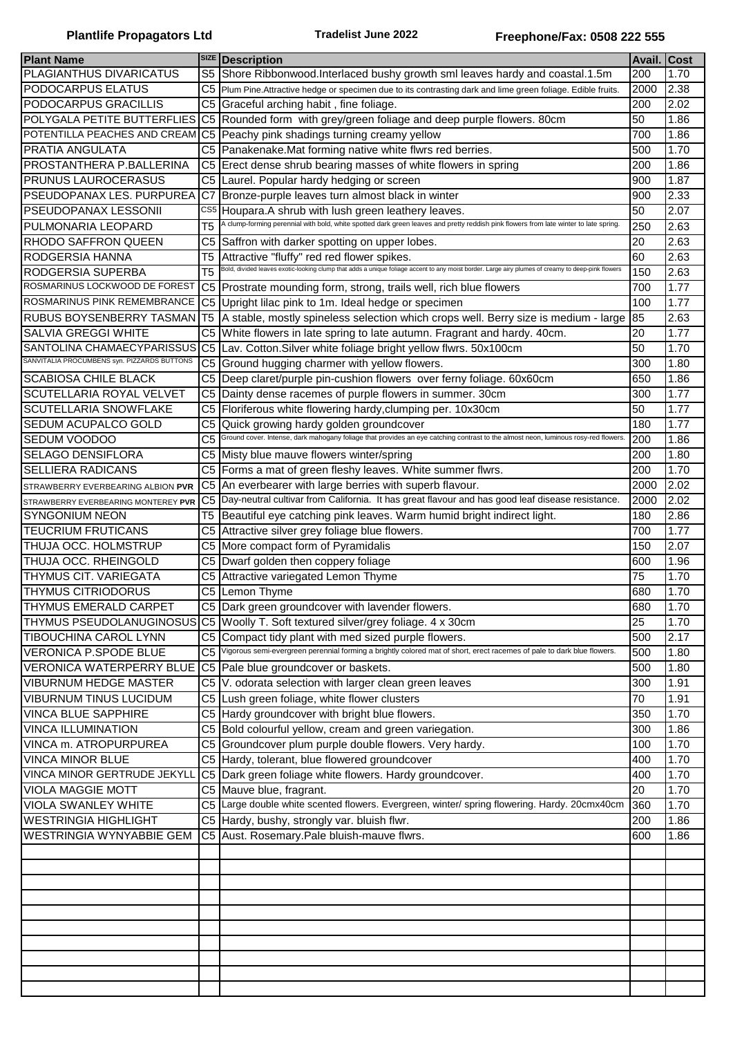| Plant Name | SIZE | Description | Avail. | Cost |
|---|---|---|---|---|
| PLAGIANTHUS DIVARICATUS | S5 | Shore Ribbonwood.Interlaced bushy growth sml leaves hardy and coastal.1.5m | 200 | 1.70 |
| PODOCARPUS ELATUS | C5 | Plum Pine.Attractive hedge or specimen due to its contrasting dark and lime green foliage. Edible fruits. | 2000 | 2.38 |
| PODOCARPUS GRACILLIS | C5 | Graceful arching habit , fine foliage. | 200 | 2.02 |
| POLYGALA PETITE BUTTERFLIES | C5 | Rounded form with grey/green foliage and deep purple flowers. 80cm | 50 | 1.86 |
| POTENTILLA PEACHES AND CREAM | C5 | Peachy pink shadings turning creamy yellow | 700 | 1.86 |
| PRATIA ANGULATA | C5 | Panakenake.Mat forming native white flwrs red berries. | 500 | 1.70 |
| PROSTANTHERA P.BALLERINA | C5 | Erect dense shrub bearing masses of white flowers in spring | 200 | 1.86 |
| PRUNUS LAUROCERASUS | C5 | Laurel. Popular hardy hedging or screen | 900 | 1.87 |
| PSEUDOPANAX LES. PURPUREA | C7 | Bronze-purple leaves turn almost black in winter | 900 | 2.33 |
| PSEUDOPANAX LESSONII | CS5 | Houpara.A shrub with lush green leathery leaves. | 50 | 2.07 |
| PULMONARIA LEOPARD | T5 | A clump-forming perennial with bold, white spotted dark green leaves and pretty reddish pink flowers from late winter to late spring. | 250 | 2.63 |
| RHODO SAFFRON QUEEN | C5 | Saffron with darker spotting on upper lobes. | 20 | 2.63 |
| RODGERSIA HANNA | T5 | Attractive "fluffy" red red flower spikes. | 60 | 2.63 |
| RODGERSIA SUPERBA | T5 | Bold, divided leaves exotic-looking clump that adds a unique foliage accent to any moist border. Large airy plumes of creamy to deep-pink flowers | 150 | 2.63 |
| ROSMARINUS LOCKWOOD DE FOREST | C5 | Prostrate mounding form, strong, trails well, rich blue flowers | 700 | 1.77 |
| ROSMARINUS PINK REMEMBRANCE | C5 | Upright lilac pink to 1m. Ideal hedge or specimen | 100 | 1.77 |
| RUBUS BOYSENBERRY TASMAN | T5 | A stable, mostly spineless selection which crops well. Berry size is medium - large | 85 | 2.63 |
| SALVIA GREGGI WHITE | C5 | White flowers in late spring to late autumn. Fragrant and hardy. 40cm. | 20 | 1.77 |
| SANTOLINA CHAMAECYPARISSUS | C5 | Lav. Cotton.Silver white foliage bright yellow flwrs. 50x100cm | 50 | 1.70 |
| SANVITALIA PROCUMBENS syn. PIZZARDS BUTTONS | C5 | Ground hugging charmer with yellow flowers. | 300 | 1.80 |
| SCABIOSA CHILE BLACK | C5 | Deep claret/purple pin-cushion flowers over ferny foliage. 60x60cm | 650 | 1.86 |
| SCUTELLARIA ROYAL VELVET | C5 | Dainty dense racemes of purple flowers in summer. 30cm | 300 | 1.77 |
| SCUTELLARIA SNOWFLAKE | C5 | Floriferous white flowering hardy,clumping per. 10x30cm | 50 | 1.77 |
| SEDUM ACUPALCO GOLD | C5 | Quick growing hardy golden groundcover | 180 | 1.77 |
| SEDUM VOODOO | C5 | Ground cover. Intense, dark mahogany foliage that provides an eye catching contrast to the almost neon, luminous rosy-red flowers. | 200 | 1.86 |
| SELAGO DENSIFLORA | C5 | Misty blue mauve flowers winter/spring | 200 | 1.80 |
| SELLIERA RADICANS | C5 | Forms a mat of green fleshy leaves. White summer flwrs. | 200 | 1.70 |
| STRAWBERRY EVERBEARING ALBION **PVR** | C5 | An everbearer with large berries with superb flavour. | 2000 | 2.02 |
| STRAWBERRY EVERBEARING MONTEREY **PVR** | C5 | Day-neutral cultivar from California. It has great flavour and has good leaf disease resistance. | 2000 | 2.02 |
| SYNGONIUM NEON | T5 | Beautiful eye catching pink leaves. Warm humid bright indirect light. | 180 | 2.86 |
| TEUCRIUM FRUTICANS | C5 | Attractive silver grey foliage blue flowers. | 700 | 1.77 |
| THUJA OCC. HOLMSTRUP | C5 | More compact form of Pyramidalis | 150 | 2.07 |
| THUJA OCC. RHEINGOLD | C5 | Dwarf golden then coppery foliage | 600 | 1.96 |
| THYMUS CIT. VARIEGATA | C5 | Attractive variegated Lemon Thyme | 75 | 1.70 |
| THYMUS CITRIODORUS | C5 | Lemon Thyme | 680 | 1.70 |
| THYMUS EMERALD CARPET | C5 | Dark green groundcover with lavender flowers. | 680 | 1.70 |
| THYMUS PSEUDOLANUGINOSUS | C5 | Woolly T. Soft textured silver/grey foliage. 4 x 30cm | 25 | 1.70 |
| TIBOUCHINA CAROL LYNN | C5 | Compact tidy plant with med sized purple flowers. | 500 | 2.17 |
| VERONICA P.SPODE BLUE | C5 | Vigorous semi-evergreen perennial forming a brightly colored mat of short, erect racemes of pale to dark blue flowers. | 500 | 1.80 |
| VERONICA WATERPERRY BLUE | C5 | Pale blue groundcover or baskets. | 500 | 1.80 |
| VIBURNUM HEDGE MASTER | C5 | V. odorata selection with larger clean green leaves | 300 | 1.91 |
| VIBURNUM TINUS LUCIDUM | C5 | Lush green foliage, white flower clusters | 70 | 1.91 |
| VINCA BLUE SAPPHIRE | C5 | Hardy groundcover with bright blue flowers. | 350 | 1.70 |
| VINCA ILLUMINATION | C5 | Bold colourful yellow, cream and green variegation. | 300 | 1.86 |
| VINCA m. ATROPURPUREA | C5 | Groundcover plum purple double flowers. Very hardy. | 100 | 1.70 |
| VINCA MINOR BLUE | C5 | Hardy, tolerant, blue flowered groundcover | 400 | 1.70 |
| VINCA MINOR GERTRUDE JEKYLL | C5 | Dark green foliage white flowers. Hardy groundcover. | 400 | 1.70 |
| VIOLA MAGGIE MOTT | C5 | Mauve blue, fragrant. | 20 | 1.70 |
| VIOLA SWANLEY WHITE | C5 | Large double white scented flowers. Evergreen, winter/ spring flowering. Hardy. 20cmx40cm | 360 | 1.70 |
| WESTRINGIA HIGHLIGHT | C5 | Hardy, bushy, strongly var. bluish flwr. | 200 | 1.86 |
| WESTRINGIA WYNYABBIE GEM | C5 | Aust. Rosemary.Pale bluish-mauve flwrs. | 600 | 1.86 |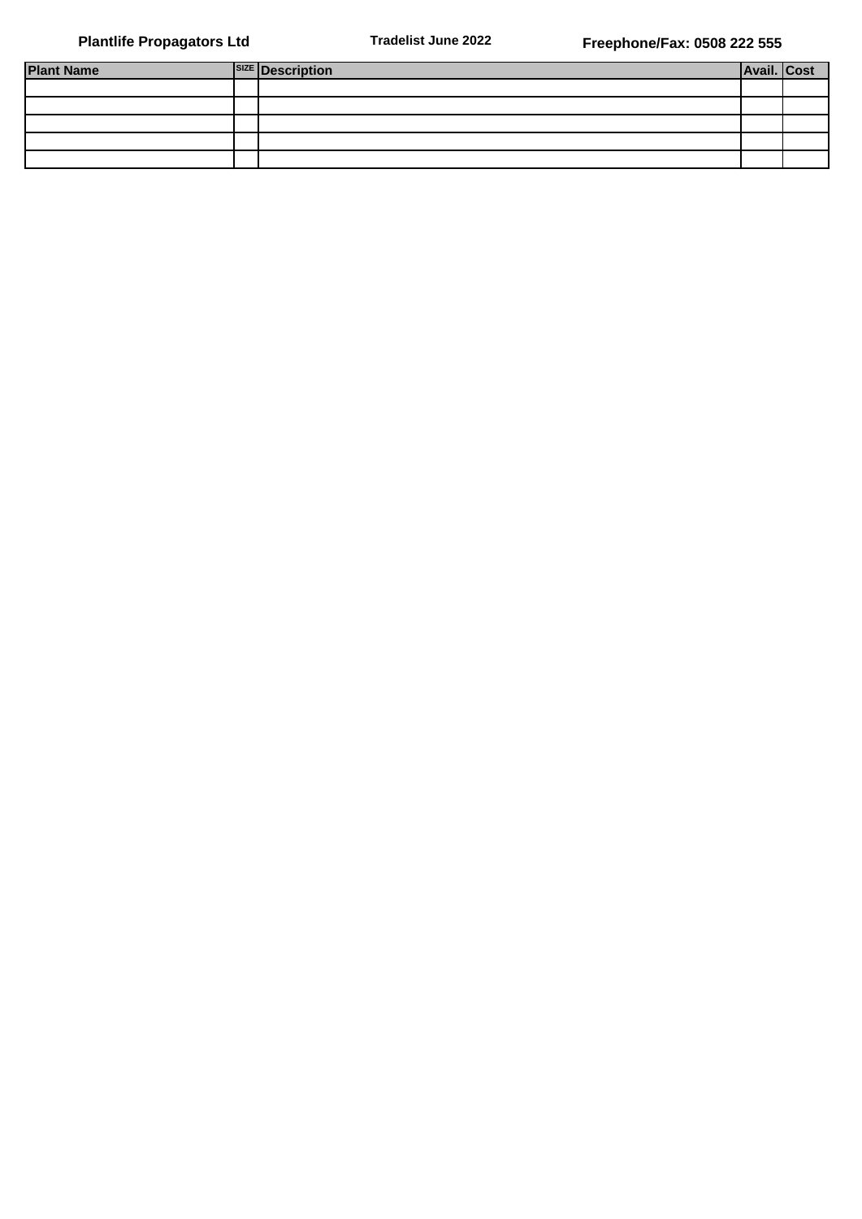| Plant Name | SIZE | Description | Avail. | Cost |
|---|---|---|---|---|
| | | | | |
| | | | | |
| | | | | |
| | | | | |
| | | | | |